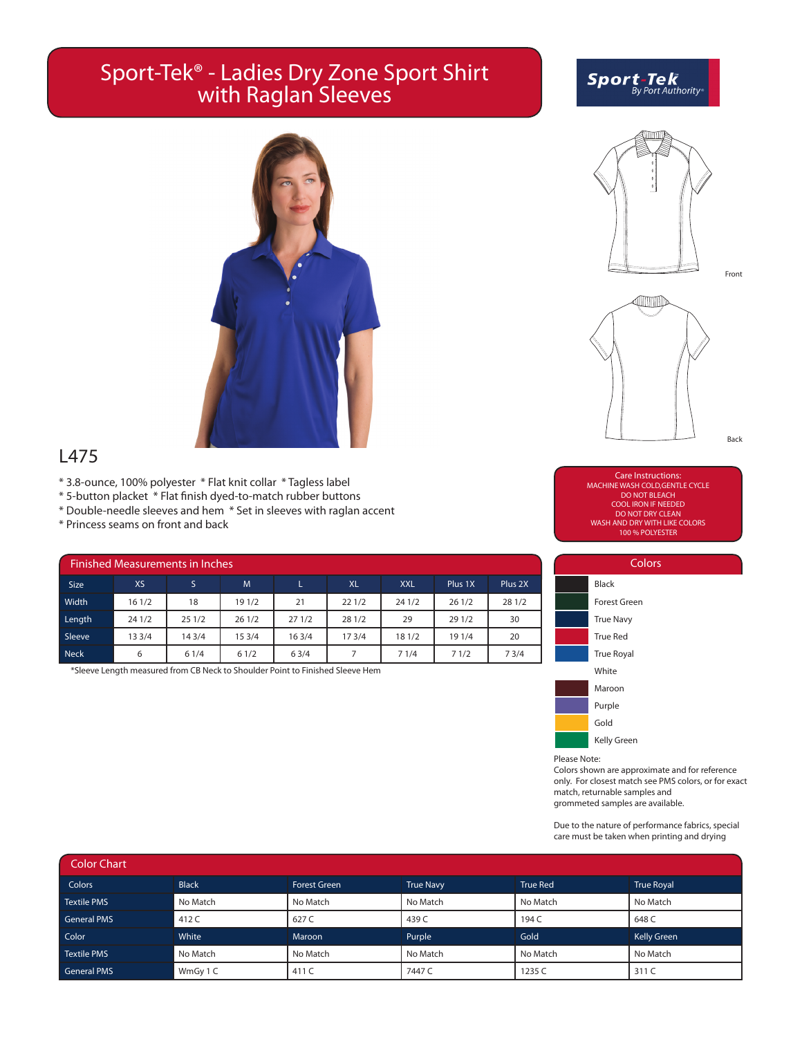# Sport-Tek® - Ladies Dry Zone Sport Shirt with Raglan Sleeves

Sport-Tek By Port Authority®

Front

Back

## L475

* 3.8-ounce, 100% polyester * Flat knit collar * Tagless label
* 5-button placket * Flat finish dyed-to-match rubber buttons
* Double-needle sleeves and hem * Set in sleeves with raglan accent
* Princess seams on front and back

Care Instructions:
MACHINE WASH COLD,GENTLE CYCLE
DO NOT BLEACH
COOL IRON IF NEEDED
DO NOT DRY CLEAN
WASH AND DRY WITH LIKE COLORS
100 % POLYESTER

### Finished Measurements in Inches

| Size | XS | S | M | L | XL | XXL | Plus 1X | Plus 2X |
|---|---|---|---|---|---|---|---|---|
| Width | 16 1/2 | 18 | 19 1/2 | 21 | 22 1/2 | 24 1/2 | 26 1/2 | 28 1/2 |
| Length | 24 1/2 | 25 1/2 | 26 1/2 | 27 1/2 | 28 1/2 | 29 | 29 1/2 | 30 |
| Sleeve | 13 3/4 | 14 3/4 | 15 3/4 | 16 3/4 | 17 3/4 | 18 1/2 | 19 1/4 | 20 |
| Neck | 6 | 6 1/4 | 6 1/2 | 6 3/4 | 7 | 7 1/4 | 7 1/2 | 7 3/4 |

*Sleeve Length measured from CB Neck to Shoulder Point to Finished Sleeve Hem

### Colors

- Black
- Forest Green
- True Navy
- True Red
- True Royal
- White
- Maroon
- Purple
- Gold
- Kelly Green

Please Note:
Colors shown are approximate and for reference only. For closest match see PMS colors, or for exact match, returnable samples and grommeted samples are available.

Due to the nature of performance fabrics, special care must be taken when printing and drying

### Color Chart

| Colors | Black | Forest Green | True Navy | True Red | True Royal |
|---|---|---|---|---|---|
| Textile PMS | No Match | No Match | No Match | No Match | No Match |
| General PMS | 412 C | 627 C | 439 C | 194 C | 648 C |
| Color | White | Maroon | Purple | Gold | Kelly Green |
| Textile PMS | No Match | No Match | No Match | No Match | No Match |
| General PMS | WmGy 1 C | 411 C | 7447 C | 1235 C | 311 C |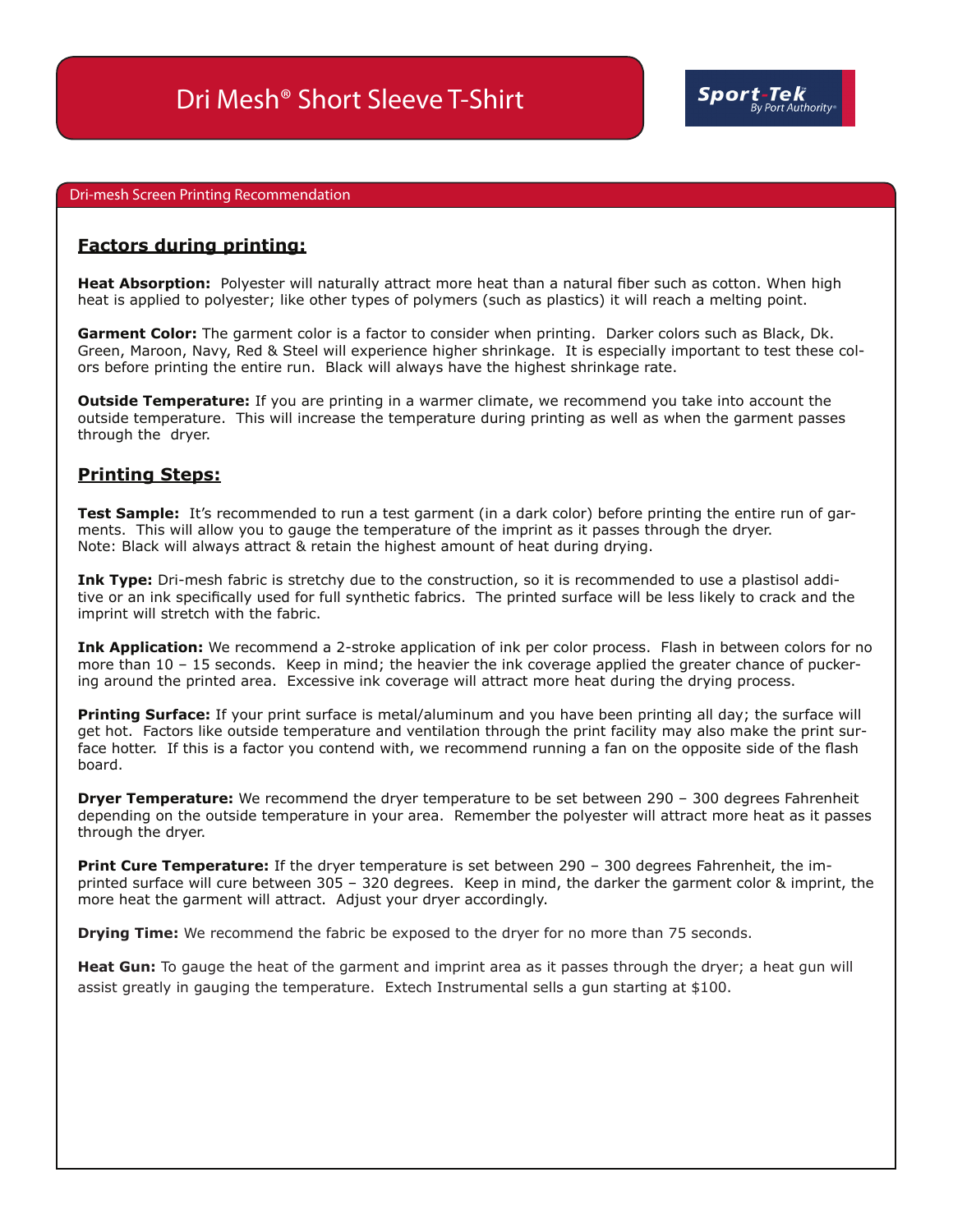# Dri Mesh® Short Sleeve T-Shirt

Sport-Tek By Port Authority®

## Dri-mesh Screen Printing Recommendation

### Factors during printing:

**Heat Absorption:** Polyester will naturally attract more heat than a natural fiber such as cotton. When high heat is applied to polyester; like other types of polymers (such as plastics) it will reach a melting point.

**Garment Color:** The garment color is a factor to consider when printing. Darker colors such as Black, Dk. Green, Maroon, Navy, Red & Steel will experience higher shrinkage. It is especially important to test these colors before printing the entire run. Black will always have the highest shrinkage rate.

**Outside Temperature:** If you are printing in a warmer climate, we recommend you take into account the outside temperature. This will increase the temperature during printing as well as when the garment passes through the dryer.

### Printing Steps:

**Test Sample:** It's recommended to run a test garment (in a dark color) before printing the entire run of garments. This will allow you to gauge the temperature of the imprint as it passes through the dryer.
Note: Black will always attract & retain the highest amount of heat during drying.

**Ink Type:** Dri-mesh fabric is stretchy due to the construction, so it is recommended to use a plastisol additive or an ink specifically used for full synthetic fabrics. The printed surface will be less likely to crack and the imprint will stretch with the fabric.

**Ink Application:** We recommend a 2-stroke application of ink per color process. Flash in between colors for no more than 10 – 15 seconds. Keep in mind; the heavier the ink coverage applied the greater chance of puckering around the printed area. Excessive ink coverage will attract more heat during the drying process.

**Printing Surface:** If your print surface is metal/aluminum and you have been printing all day; the surface will get hot. Factors like outside temperature and ventilation through the print facility may also make the print surface hotter. If this is a factor you contend with, we recommend running a fan on the opposite side of the flash board.

**Dryer Temperature:** We recommend the dryer temperature to be set between 290 – 300 degrees Fahrenheit depending on the outside temperature in your area. Remember the polyester will attract more heat as it passes through the dryer.

**Print Cure Temperature:** If the dryer temperature is set between 290 – 300 degrees Fahrenheit, the imprinted surface will cure between 305 – 320 degrees. Keep in mind, the darker the garment color & imprint, the more heat the garment will attract. Adjust your dryer accordingly.

**Drying Time:** We recommend the fabric be exposed to the dryer for no more than 75 seconds.

**Heat Gun:** To gauge the heat of the garment and imprint area as it passes through the dryer; a heat gun will assist greatly in gauging the temperature. Extech Instrumental sells a gun starting at $100.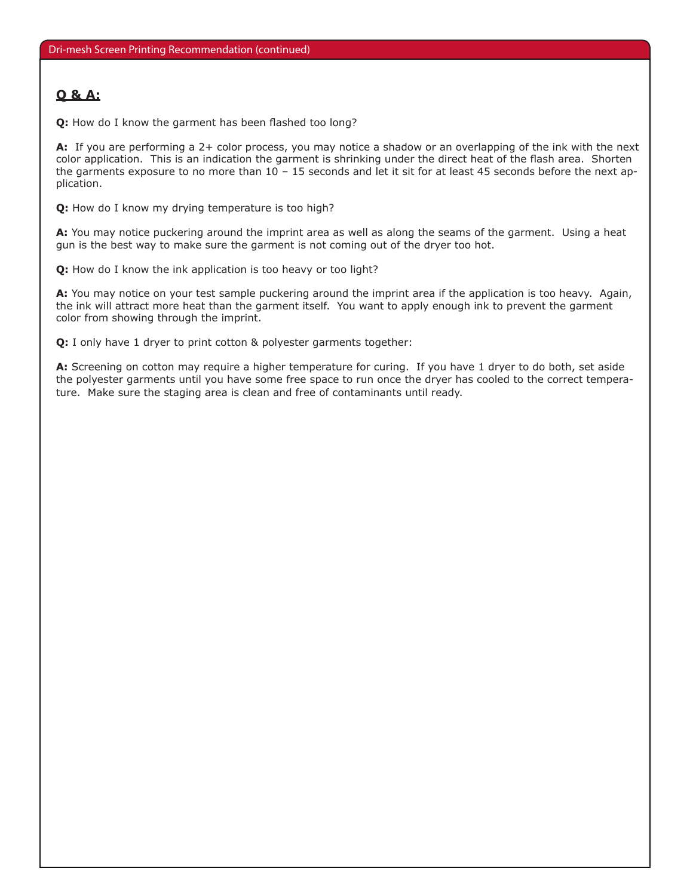## Q & A:

**Q:** How do I know the garment has been flashed too long?

**A:** If you are performing a 2+ color process, you may notice a shadow or an overlapping of the ink with the next color application. This is an indication the garment is shrinking under the direct heat of the flash area. Shorten the garments exposure to no more than 10 – 15 seconds and let it sit for at least 45 seconds before the next application.

**Q:** How do I know my drying temperature is too high?

**A:** You may notice puckering around the imprint area as well as along the seams of the garment. Using a heat gun is the best way to make sure the garment is not coming out of the dryer too hot.

**Q:** How do I know the ink application is too heavy or too light?

**A:** You may notice on your test sample puckering around the imprint area if the application is too heavy. Again, the ink will attract more heat than the garment itself. You want to apply enough ink to prevent the garment color from showing through the imprint.

**Q:** I only have 1 dryer to print cotton & polyester garments together:

**A:** Screening on cotton may require a higher temperature for curing. If you have 1 dryer to do both, set aside the polyester garments until you have some free space to run once the dryer has cooled to the correct temperature. Make sure the staging area is clean and free of contaminants until ready.